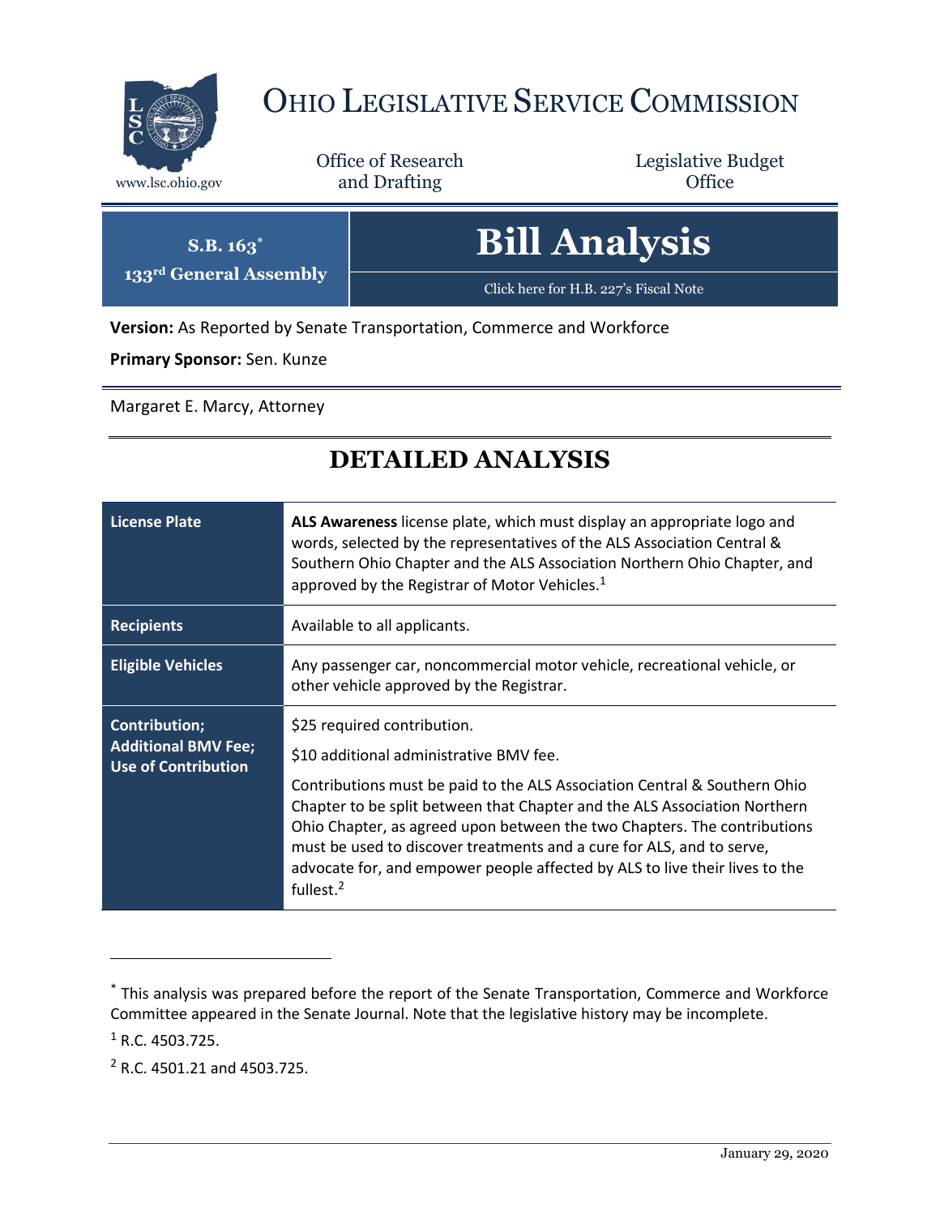# Ohio Legislative Service Commission

www.lsc.ohio.gov

Office of Research and Drafting

Legislative Budget Office

**S.B. 163***
**133rd General Assembly**

# Bill Analysis

Click here for H.B. 227's Fiscal Note

**Version:** As Reported by Senate Transportation, Commerce and Workforce

**Primary Sponsor:** Sen. Kunze

Margaret E. Marcy, Attorney

## DETAILED ANALYSIS

| | |
|---|---|
| **License Plate** | **ALS Awareness** license plate, which must display an appropriate logo and words, selected by the representatives of the ALS Association Central & Southern Ohio Chapter and the ALS Association Northern Ohio Chapter, and approved by the Registrar of Motor Vehicles.[1] |
| **Recipients** | Available to all applicants. |
| **Eligible Vehicles** | Any passenger car, noncommercial motor vehicle, recreational vehicle, or other vehicle approved by the Registrar. |
| **Contribution; Additional BMV Fee; Use of Contribution** | $25 required contribution.<br><br>$10 additional administrative BMV fee.<br><br>Contributions must be paid to the ALS Association Central & Southern Ohio Chapter to be split between that Chapter and the ALS Association Northern Ohio Chapter, as agreed upon between the two Chapters. The contributions must be used to discover treatments and a cure for ALS, and to serve, advocate for, and empower people affected by ALS to live their lives to the fullest.[2] |

\* This analysis was prepared before the report of the Senate Transportation, Commerce and Workforce Committee appeared in the Senate Journal. Note that the legislative history may be incomplete.

[1] R.C. 4503.725.

[2] R.C. 4501.21 and 4503.725.

January 29, 2020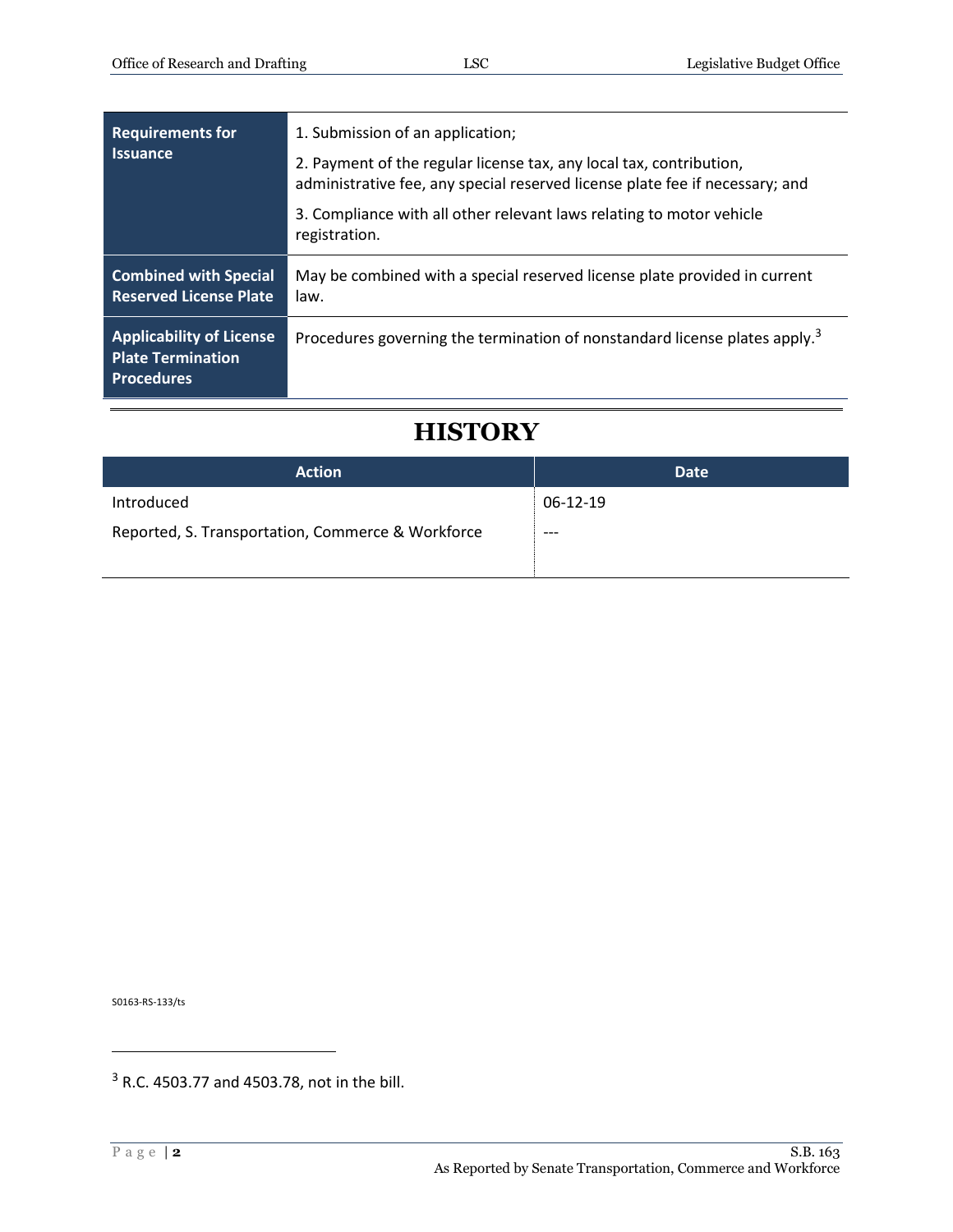| | |
|---|---|
| **Requirements for Issuance** | 1. Submission of an application;<br>2. Payment of the regular license tax, any local tax, contribution, administrative fee, any special reserved license plate fee if necessary; and<br>3. Compliance with all other relevant laws relating to motor vehicle registration. |
| **Combined with Special Reserved License Plate** | May be combined with a special reserved license plate provided in current law. |
| **Applicability of License Plate Termination Procedures** | Procedures governing the termination of nonstandard license plates apply.[3] |

# HISTORY

| Action | Date |
|---|---|
| Introduced | 06-12-19 |
| Reported, S. Transportation, Commerce & Workforce | --- |

S0163-RS-133/ts

[3] R.C. 4503.77 and 4503.78, not in the bill.